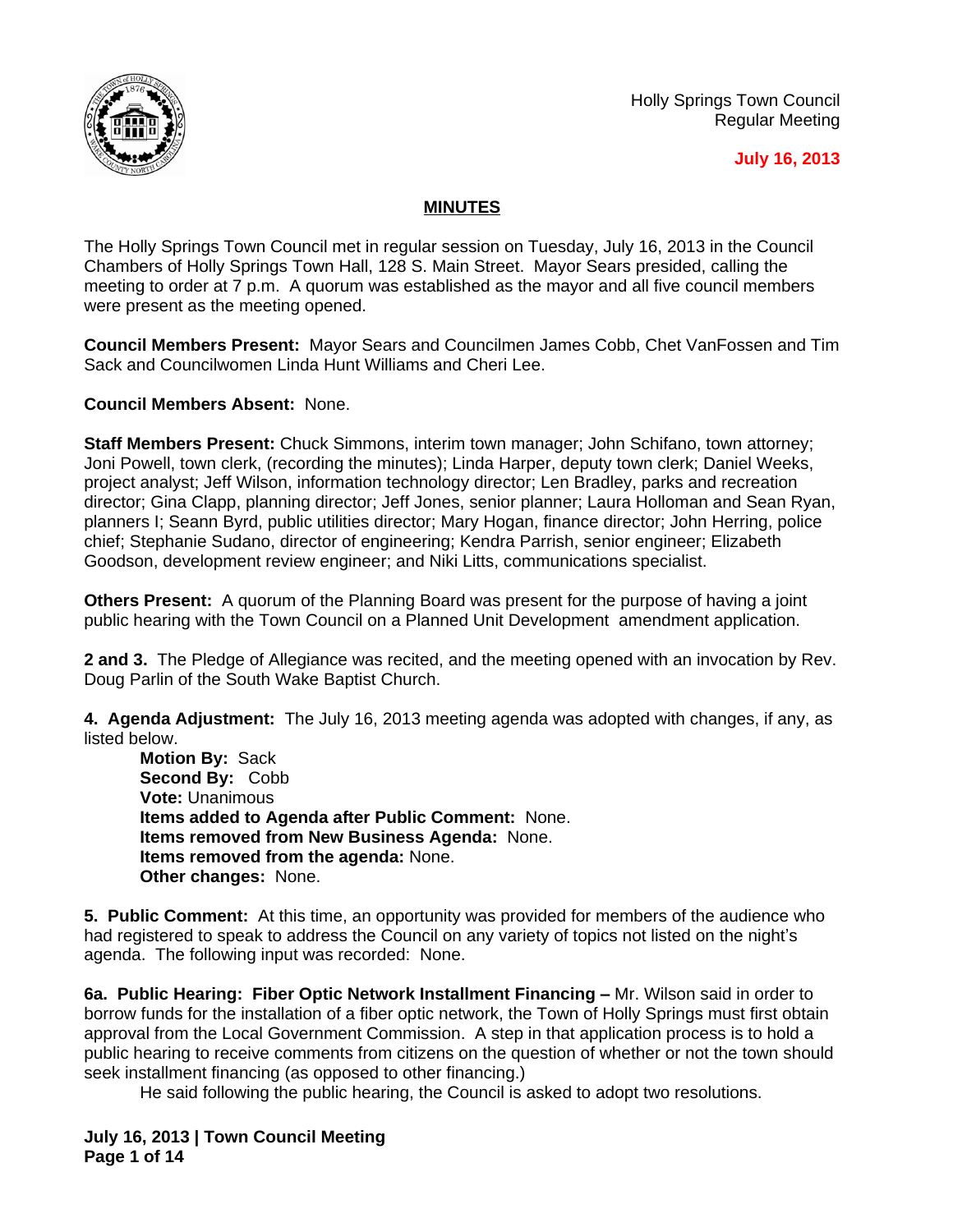Holly Springs Town Council
Regular Meeting

**July 16, 2013**

## MINUTES

The Holly Springs Town Council met in regular session on Tuesday, July 16, 2013 in the Council Chambers of Holly Springs Town Hall, 128 S. Main Street. Mayor Sears presided, calling the meeting to order at 7 p.m. A quorum was established as the mayor and all five council members were present as the meeting opened.

**Council Members Present:** Mayor Sears and Councilmen James Cobb, Chet VanFossen and Tim Sack and Councilwomen Linda Hunt Williams and Cheri Lee.

**Council Members Absent:** None.

**Staff Members Present:** Chuck Simmons, interim town manager; John Schifano, town attorney; Joni Powell, town clerk, (recording the minutes); Linda Harper, deputy town clerk; Daniel Weeks, project analyst; Jeff Wilson, information technology director; Len Bradley, parks and recreation director; Gina Clapp, planning director; Jeff Jones, senior planner; Laura Holloman and Sean Ryan, planners I; Seann Byrd, public utilities director; Mary Hogan, finance director; John Herring, police chief; Stephanie Sudano, director of engineering; Kendra Parrish, senior engineer; Elizabeth Goodson, development review engineer; and Niki Litts, communications specialist.

**Others Present:** A quorum of the Planning Board was present for the purpose of having a joint public hearing with the Town Council on a Planned Unit Development amendment application.

**2 and 3.** The Pledge of Allegiance was recited, and the meeting opened with an invocation by Rev. Doug Parlin of the South Wake Baptist Church.

**4. Agenda Adjustment:** The July 16, 2013 meeting agenda was adopted with changes, if any, as listed below.

**Motion By:** Sack
**Second By:** Cobb
**Vote:** Unanimous
**Items added to Agenda after Public Comment:** None.
**Items removed from New Business Agenda:** None.
**Items removed from the agenda:** None.
**Other changes:** None.

**5. Public Comment:** At this time, an opportunity was provided for members of the audience who had registered to speak to address the Council on any variety of topics not listed on the night's agenda. The following input was recorded: None.

**6a. Public Hearing: Fiber Optic Network Installment Financing –** Mr. Wilson said in order to borrow funds for the installation of a fiber optic network, the Town of Holly Springs must first obtain approval from the Local Government Commission. A step in that application process is to hold a public hearing to receive comments from citizens on the question of whether or not the town should seek installment financing (as opposed to other financing.)

He said following the public hearing, the Council is asked to adopt two resolutions.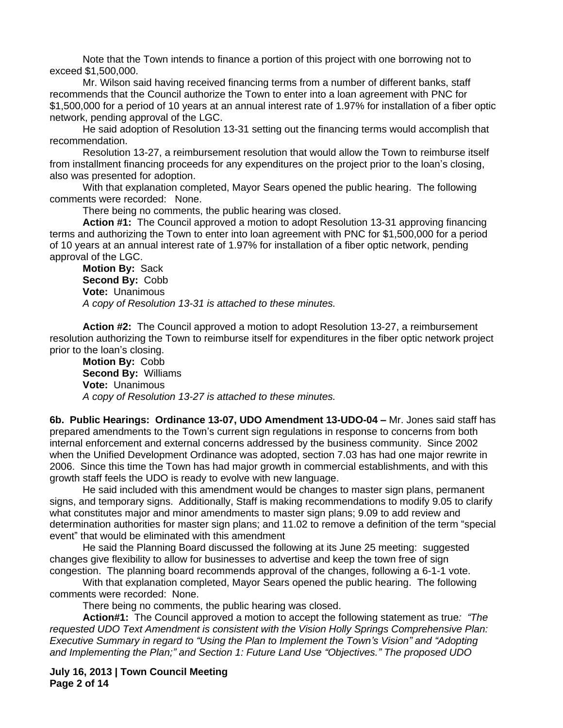Note that the Town intends to finance a portion of this project with one borrowing not to exceed $1,500,000.

Mr. Wilson said having received financing terms from a number of different banks, staff recommends that the Council authorize the Town to enter into a loan agreement with PNC for $1,500,000 for a period of 10 years at an annual interest rate of 1.97% for installation of a fiber optic network, pending approval of the LGC.

He said adoption of Resolution 13-31 setting out the financing terms would accomplish that recommendation.

Resolution 13-27, a reimbursement resolution that would allow the Town to reimburse itself from installment financing proceeds for any expenditures on the project prior to the loan's closing, also was presented for adoption.

With that explanation completed, Mayor Sears opened the public hearing. The following comments were recorded: None.

There being no comments, the public hearing was closed.

**Action #1:** The Council approved a motion to adopt Resolution 13-31 approving financing terms and authorizing the Town to enter into loan agreement with PNC for $1,500,000 for a period of 10 years at an annual interest rate of 1.97% for installation of a fiber optic network, pending approval of the LGC.

**Motion By:** Sack
**Second By:** Cobb
**Vote:** Unanimous
*A copy of Resolution 13-31 is attached to these minutes.*

**Action #2:** The Council approved a motion to adopt Resolution 13-27, a reimbursement resolution authorizing the Town to reimburse itself for expenditures in the fiber optic network project prior to the loan's closing.

**Motion By:** Cobb
**Second By:** Williams
**Vote:** Unanimous
*A copy of Resolution 13-27 is attached to these minutes.*

**6b. Public Hearings: Ordinance 13-07, UDO Amendment 13-UDO-04 –** Mr. Jones said staff has prepared amendments to the Town's current sign regulations in response to concerns from both internal enforcement and external concerns addressed by the business community. Since 2002 when the Unified Development Ordinance was adopted, section 7.03 has had one major rewrite in 2006. Since this time the Town has had major growth in commercial establishments, and with this growth staff feels the UDO is ready to evolve with new language.

He said included with this amendment would be changes to master sign plans, permanent signs, and temporary signs. Additionally, Staff is making recommendations to modify 9.05 to clarify what constitutes major and minor amendments to master sign plans; 9.09 to add review and determination authorities for master sign plans; and 11.02 to remove a definition of the term "special event" that would be eliminated with this amendment

He said the Planning Board discussed the following at its June 25 meeting: suggested changes give flexibility to allow for businesses to advertise and keep the town free of sign congestion. The planning board recommends approval of the changes, following a 6-1-1 vote.

With that explanation completed, Mayor Sears opened the public hearing. The following comments were recorded: None.

There being no comments, the public hearing was closed.

**Action#1:** The Council approved a motion to accept the following statement as true*: "The requested UDO Text Amendment is consistent with the Vision Holly Springs Comprehensive Plan: Executive Summary in regard to "Using the Plan to Implement the Town's Vision" and "Adopting and Implementing the Plan;" and Section 1: Future Land Use "Objectives." The proposed UDO*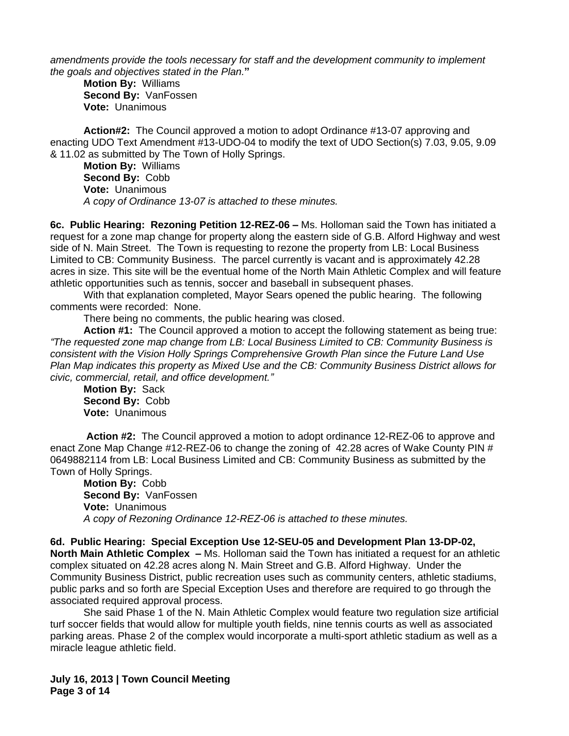*amendments provide the tools necessary for staff and the development community to implement the goals and objectives stated in the Plan.*"

**Motion By:** Williams
**Second By:** VanFossen
**Vote:** Unanimous

**Action#2:** The Council approved a motion to adopt Ordinance #13-07 approving and enacting UDO Text Amendment #13-UDO-04 to modify the text of UDO Section(s) 7.03, 9.05, 9.09 & 11.02 as submitted by The Town of Holly Springs.

**Motion By:** Williams
**Second By:** Cobb
**Vote:** Unanimous
*A copy of Ordinance 13-07 is attached to these minutes.*

**6c. Public Hearing: Rezoning Petition 12-REZ-06 –** Ms. Holloman said the Town has initiated a request for a zone map change for property along the eastern side of G.B. Alford Highway and west side of N. Main Street. The Town is requesting to rezone the property from LB: Local Business Limited to CB: Community Business. The parcel currently is vacant and is approximately 42.28 acres in size. This site will be the eventual home of the North Main Athletic Complex and will feature athletic opportunities such as tennis, soccer and baseball in subsequent phases.

With that explanation completed, Mayor Sears opened the public hearing. The following comments were recorded: None.

There being no comments, the public hearing was closed.

**Action #1:** The Council approved a motion to accept the following statement as being true: *"The requested zone map change from LB: Local Business Limited to CB: Community Business is consistent with the Vision Holly Springs Comprehensive Growth Plan since the Future Land Use Plan Map indicates this property as Mixed Use and the CB: Community Business District allows for civic, commercial, retail, and office development."*

**Motion By:** Sack
**Second By:** Cobb
**Vote:** Unanimous

**Action #2:** The Council approved a motion to adopt ordinance 12-REZ-06 to approve and enact Zone Map Change #12-REZ-06 to change the zoning of 42.28 acres of Wake County PIN # 0649882114 from LB: Local Business Limited and CB: Community Business as submitted by the Town of Holly Springs.

**Motion By:** Cobb
**Second By:** VanFossen
**Vote:** Unanimous
*A copy of Rezoning Ordinance 12-REZ-06 is attached to these minutes.*

**6d. Public Hearing: Special Exception Use 12-SEU-05 and Development Plan 13-DP-02, North Main Athletic Complex –** Ms. Holloman said the Town has initiated a request for an athletic complex situated on 42.28 acres along N. Main Street and G.B. Alford Highway. Under the Community Business District, public recreation uses such as community centers, athletic stadiums, public parks and so forth are Special Exception Uses and therefore are required to go through the associated required approval process.

She said Phase 1 of the N. Main Athletic Complex would feature two regulation size artificial turf soccer fields that would allow for multiple youth fields, nine tennis courts as well as associated parking areas. Phase 2 of the complex would incorporate a multi-sport athletic stadium as well as a miracle league athletic field.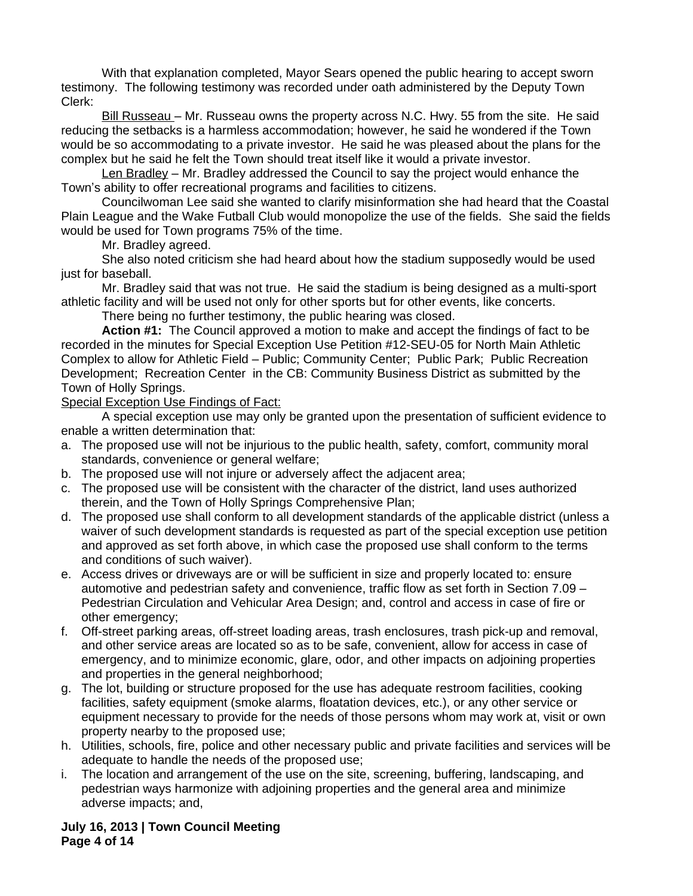With that explanation completed, Mayor Sears opened the public hearing to accept sworn testimony. The following testimony was recorded under oath administered by the Deputy Town Clerk:

Bill Russeau – Mr. Russeau owns the property across N.C. Hwy. 55 from the site. He said reducing the setbacks is a harmless accommodation; however, he said he wondered if the Town would be so accommodating to a private investor. He said he was pleased about the plans for the complex but he said he felt the Town should treat itself like it would a private investor.

Len Bradley – Mr. Bradley addressed the Council to say the project would enhance the Town's ability to offer recreational programs and facilities to citizens.

Councilwoman Lee said she wanted to clarify misinformation she had heard that the Coastal Plain League and the Wake Futball Club would monopolize the use of the fields. She said the fields would be used for Town programs 75% of the time.

Mr. Bradley agreed.

She also noted criticism she had heard about how the stadium supposedly would be used just for baseball.

Mr. Bradley said that was not true. He said the stadium is being designed as a multi-sport athletic facility and will be used not only for other sports but for other events, like concerts.

There being no further testimony, the public hearing was closed.

**Action #1:** The Council approved a motion to make and accept the findings of fact to be recorded in the minutes for Special Exception Use Petition #12-SEU-05 for North Main Athletic Complex to allow for Athletic Field – Public; Community Center; Public Park; Public Recreation Development; Recreation Center in the CB: Community Business District as submitted by the Town of Holly Springs.

Special Exception Use Findings of Fact:

A special exception use may only be granted upon the presentation of sufficient evidence to enable a written determination that:

a. The proposed use will not be injurious to the public health, safety, comfort, community moral standards, convenience or general welfare;
b. The proposed use will not injure or adversely affect the adjacent area;
c. The proposed use will be consistent with the character of the district, land uses authorized therein, and the Town of Holly Springs Comprehensive Plan;
d. The proposed use shall conform to all development standards of the applicable district (unless a waiver of such development standards is requested as part of the special exception use petition and approved as set forth above, in which case the proposed use shall conform to the terms and conditions of such waiver).
e. Access drives or driveways are or will be sufficient in size and properly located to: ensure automotive and pedestrian safety and convenience, traffic flow as set forth in Section 7.09 – Pedestrian Circulation and Vehicular Area Design; and, control and access in case of fire or other emergency;
f. Off-street parking areas, off-street loading areas, trash enclosures, trash pick-up and removal, and other service areas are located so as to be safe, convenient, allow for access in case of emergency, and to minimize economic, glare, odor, and other impacts on adjoining properties and properties in the general neighborhood;
g. The lot, building or structure proposed for the use has adequate restroom facilities, cooking facilities, safety equipment (smoke alarms, floatation devices, etc.), or any other service or equipment necessary to provide for the needs of those persons whom may work at, visit or own property nearby to the proposed use;
h. Utilities, schools, fire, police and other necessary public and private facilities and services will be adequate to handle the needs of the proposed use;
i. The location and arrangement of the use on the site, screening, buffering, landscaping, and pedestrian ways harmonize with adjoining properties and the general area and minimize adverse impacts; and,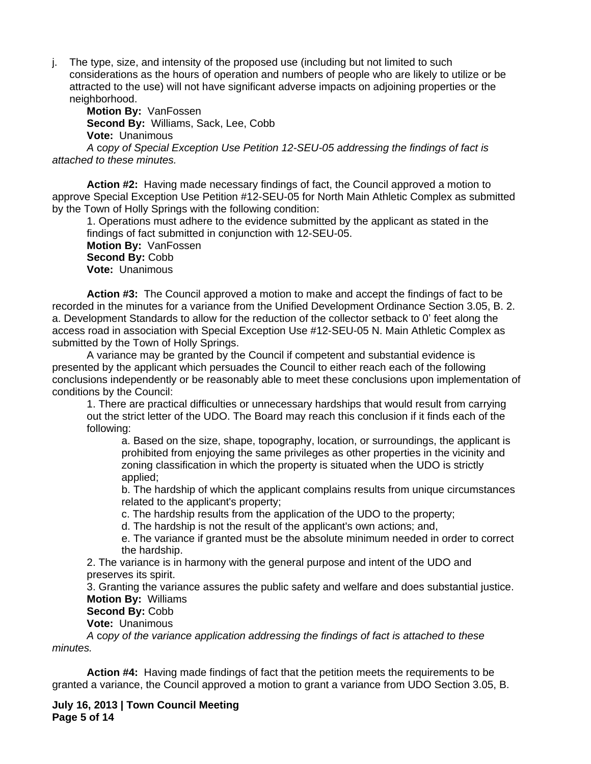j. The type, size, and intensity of the proposed use (including but not limited to such considerations as the hours of operation and numbers of people who are likely to utilize or be attracted to the use) will not have significant adverse impacts on adjoining properties or the neighborhood.

**Motion By:** VanFossen
**Second By:** Williams, Sack, Lee, Cobb
**Vote:** Unanimous

*A copy of Special Exception Use Petition 12-SEU-05 addressing the findings of fact is attached to these minutes.*

**Action #2:** Having made necessary findings of fact, the Council approved a motion to approve Special Exception Use Petition #12-SEU-05 for North Main Athletic Complex as submitted by the Town of Holly Springs with the following condition:

1. Operations must adhere to the evidence submitted by the applicant as stated in the findings of fact submitted in conjunction with 12-SEU-05.

**Motion By:** VanFossen
**Second By:** Cobb
**Vote:** Unanimous

**Action #3:** The Council approved a motion to make and accept the findings of fact to be recorded in the minutes for a variance from the Unified Development Ordinance Section 3.05, B. 2. a. Development Standards to allow for the reduction of the collector setback to 0' feet along the access road in association with Special Exception Use #12-SEU-05 N. Main Athletic Complex as submitted by the Town of Holly Springs.

A variance may be granted by the Council if competent and substantial evidence is presented by the applicant which persuades the Council to either reach each of the following conclusions independently or be reasonably able to meet these conclusions upon implementation of conditions by the Council:

1. There are practical difficulties or unnecessary hardships that would result from carrying out the strict letter of the UDO. The Board may reach this conclusion if it finds each of the following:
   a. Based on the size, shape, topography, location, or surroundings, the applicant is prohibited from enjoying the same privileges as other properties in the vicinity and zoning classification in which the property is situated when the UDO is strictly applied;
   b. The hardship of which the applicant complains results from unique circumstances related to the applicant's property;
   c. The hardship results from the application of the UDO to the property;
   d. The hardship is not the result of the applicant's own actions; and,
   e. The variance if granted must be the absolute minimum needed in order to correct the hardship.
2. The variance is in harmony with the general purpose and intent of the UDO and preserves its spirit.
3. Granting the variance assures the public safety and welfare and does substantial justice.

**Motion By:** Williams
**Second By:** Cobb
**Vote:** Unanimous

*A copy of the variance application addressing the findings of fact is attached to these minutes.*

**Action #4:** Having made findings of fact that the petition meets the requirements to be granted a variance, the Council approved a motion to grant a variance from UDO Section 3.05, B.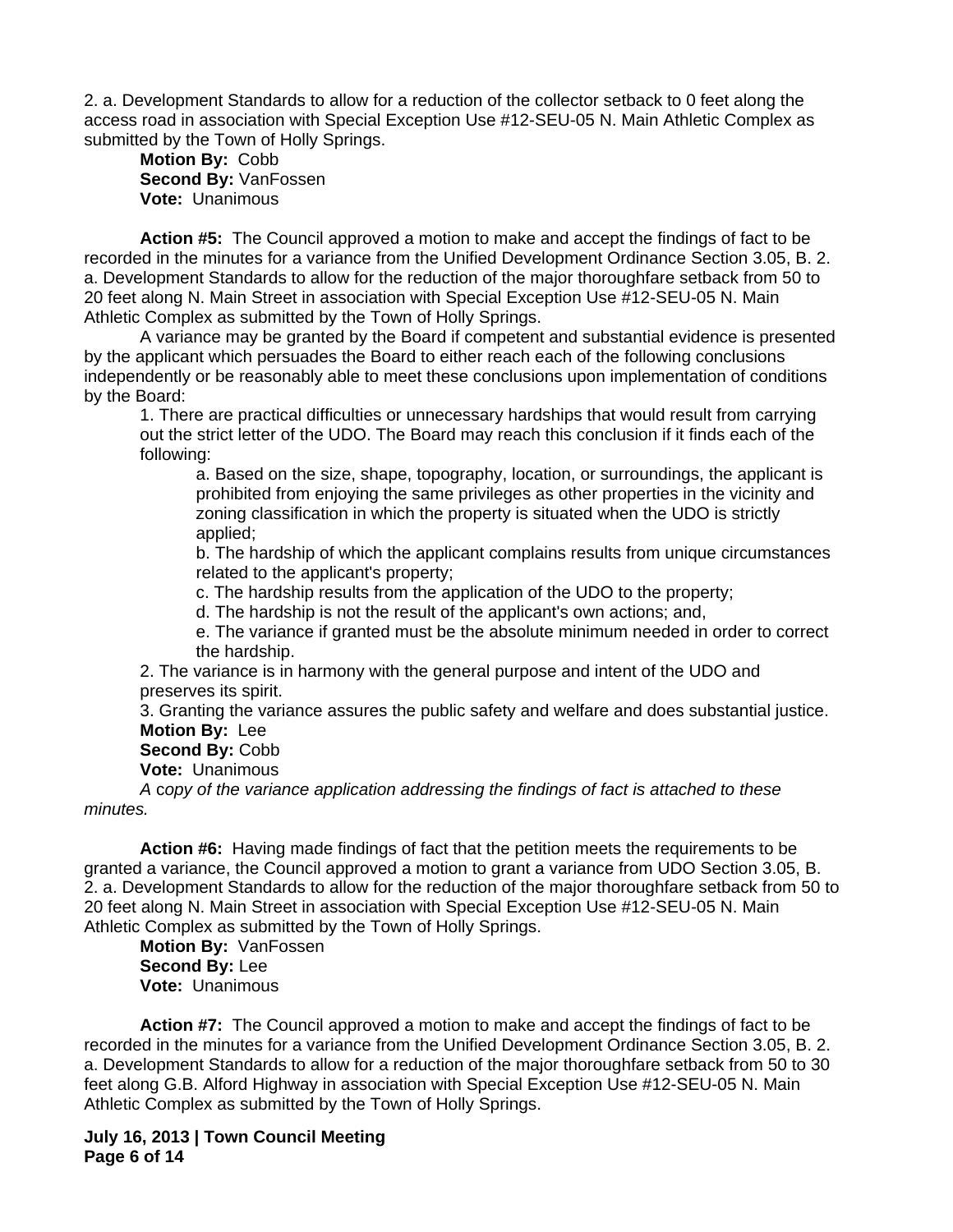2. a. Development Standards to allow for a reduction of the collector setback to 0 feet along the access road in association with Special Exception Use #12-SEU-05 N. Main Athletic Complex as submitted by the Town of Holly Springs.

**Motion By:** Cobb
**Second By:** VanFossen
**Vote:** Unanimous

**Action #5:** The Council approved a motion to make and accept the findings of fact to be recorded in the minutes for a variance from the Unified Development Ordinance Section 3.05, B. 2. a. Development Standards to allow for the reduction of the major thoroughfare setback from 50 to 20 feet along N. Main Street in association with Special Exception Use #12-SEU-05 N. Main Athletic Complex as submitted by the Town of Holly Springs.

A variance may be granted by the Board if competent and substantial evidence is presented by the applicant which persuades the Board to either reach each of the following conclusions independently or be reasonably able to meet these conclusions upon implementation of conditions by the Board:

1. There are practical difficulties or unnecessary hardships that would result from carrying out the strict letter of the UDO. The Board may reach this conclusion if it finds each of the following:
   a. Based on the size, shape, topography, location, or surroundings, the applicant is prohibited from enjoying the same privileges as other properties in the vicinity and zoning classification in which the property is situated when the UDO is strictly applied;
   b. The hardship of which the applicant complains results from unique circumstances related to the applicant's property;
   c. The hardship results from the application of the UDO to the property;
   d. The hardship is not the result of the applicant's own actions; and,
   e. The variance if granted must be the absolute minimum needed in order to correct the hardship.
2. The variance is in harmony with the general purpose and intent of the UDO and preserves its spirit.
3. Granting the variance assures the public safety and welfare and does substantial justice.

**Motion By:** Lee
**Second By:** Cobb
**Vote:** Unanimous

*A copy of the variance application addressing the findings of fact is attached to these minutes.*

**Action #6:** Having made findings of fact that the petition meets the requirements to be granted a variance, the Council approved a motion to grant a variance from UDO Section 3.05, B. 2. a. Development Standards to allow for the reduction of the major thoroughfare setback from 50 to 20 feet along N. Main Street in association with Special Exception Use #12-SEU-05 N. Main Athletic Complex as submitted by the Town of Holly Springs.

**Motion By:** VanFossen
**Second By:** Lee
**Vote:** Unanimous

**Action #7:** The Council approved a motion to make and accept the findings of fact to be recorded in the minutes for a variance from the Unified Development Ordinance Section 3.05, B. 2. a. Development Standards to allow for a reduction of the major thoroughfare setback from 50 to 30 feet along G.B. Alford Highway in association with Special Exception Use #12-SEU-05 N. Main Athletic Complex as submitted by the Town of Holly Springs.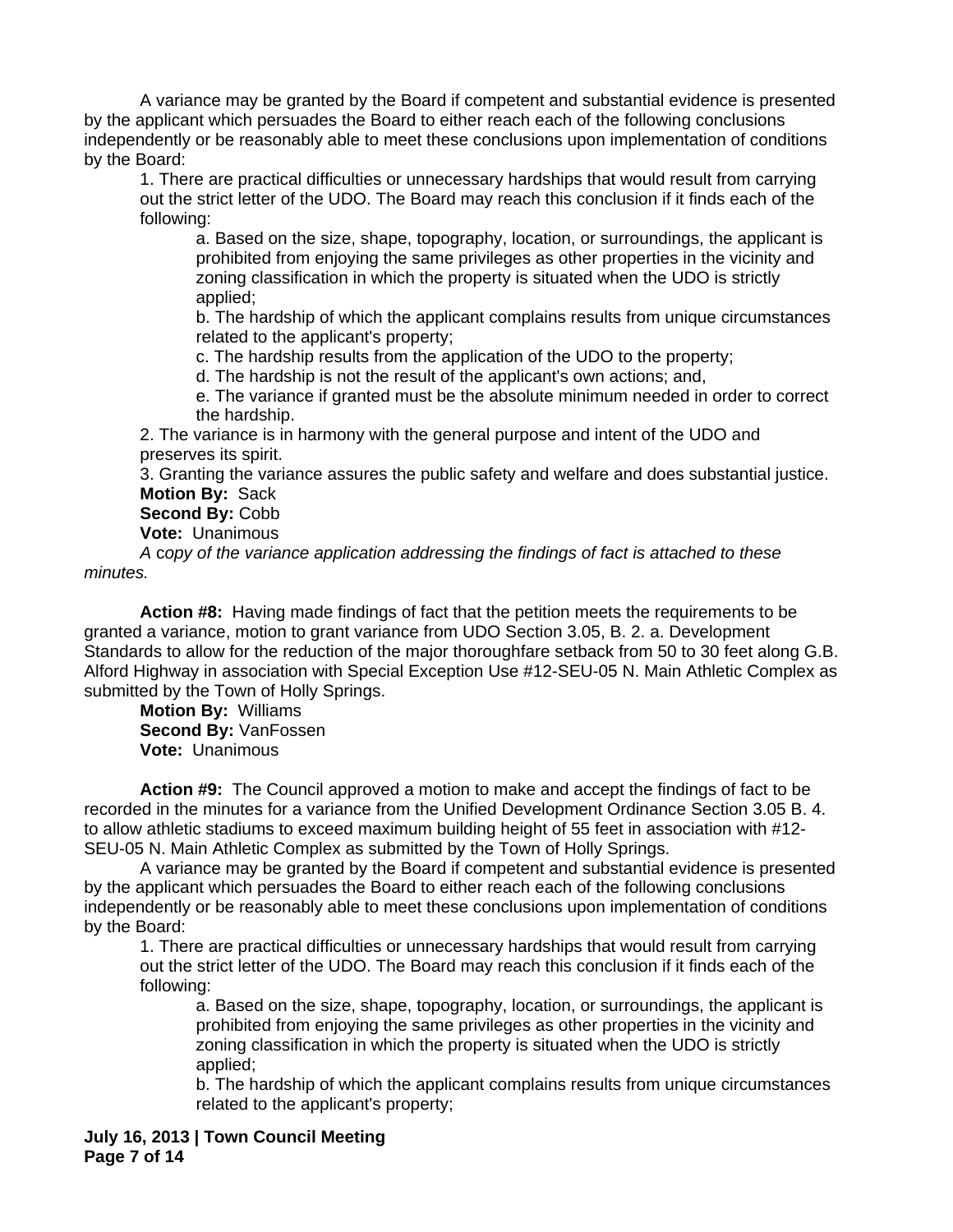A variance may be granted by the Board if competent and substantial evidence is presented by the applicant which persuades the Board to either reach each of the following conclusions independently or be reasonably able to meet these conclusions upon implementation of conditions by the Board:

1. There are practical difficulties or unnecessary hardships that would result from carrying out the strict letter of the UDO. The Board may reach this conclusion if it finds each of the following:

    a. Based on the size, shape, topography, location, or surroundings, the applicant is prohibited from enjoying the same privileges as other properties in the vicinity and zoning classification in which the property is situated when the UDO is strictly applied;

    b. The hardship of which the applicant complains results from unique circumstances related to the applicant's property;

    c. The hardship results from the application of the UDO to the property;

    d. The hardship is not the result of the applicant's own actions; and,

    e. The variance if granted must be the absolute minimum needed in order to correct the hardship.

2. The variance is in harmony with the general purpose and intent of the UDO and preserves its spirit.

3. Granting the variance assures the public safety and welfare and does substantial justice.

**Motion By:** Sack
**Second By:** Cobb
**Vote:** Unanimous

*A copy of the variance application addressing the findings of fact is attached to these minutes.*

**Action #8:** Having made findings of fact that the petition meets the requirements to be granted a variance, motion to grant variance from UDO Section 3.05, B. 2. a. Development Standards to allow for the reduction of the major thoroughfare setback from 50 to 30 feet along G.B. Alford Highway in association with Special Exception Use #12-SEU-05 N. Main Athletic Complex as submitted by the Town of Holly Springs.

**Motion By:** Williams
**Second By:** VanFossen
**Vote:** Unanimous

**Action #9:** The Council approved a motion to make and accept the findings of fact to be recorded in the minutes for a variance from the Unified Development Ordinance Section 3.05 B. 4. to allow athletic stadiums to exceed maximum building height of 55 feet in association with #12-SEU-05 N. Main Athletic Complex as submitted by the Town of Holly Springs.

A variance may be granted by the Board if competent and substantial evidence is presented by the applicant which persuades the Board to either reach each of the following conclusions independently or be reasonably able to meet these conclusions upon implementation of conditions by the Board:

1. There are practical difficulties or unnecessary hardships that would result from carrying out the strict letter of the UDO. The Board may reach this conclusion if it finds each of the following:

    a. Based on the size, shape, topography, location, or surroundings, the applicant is prohibited from enjoying the same privileges as other properties in the vicinity and zoning classification in which the property is situated when the UDO is strictly applied;

    b. The hardship of which the applicant complains results from unique circumstances related to the applicant's property;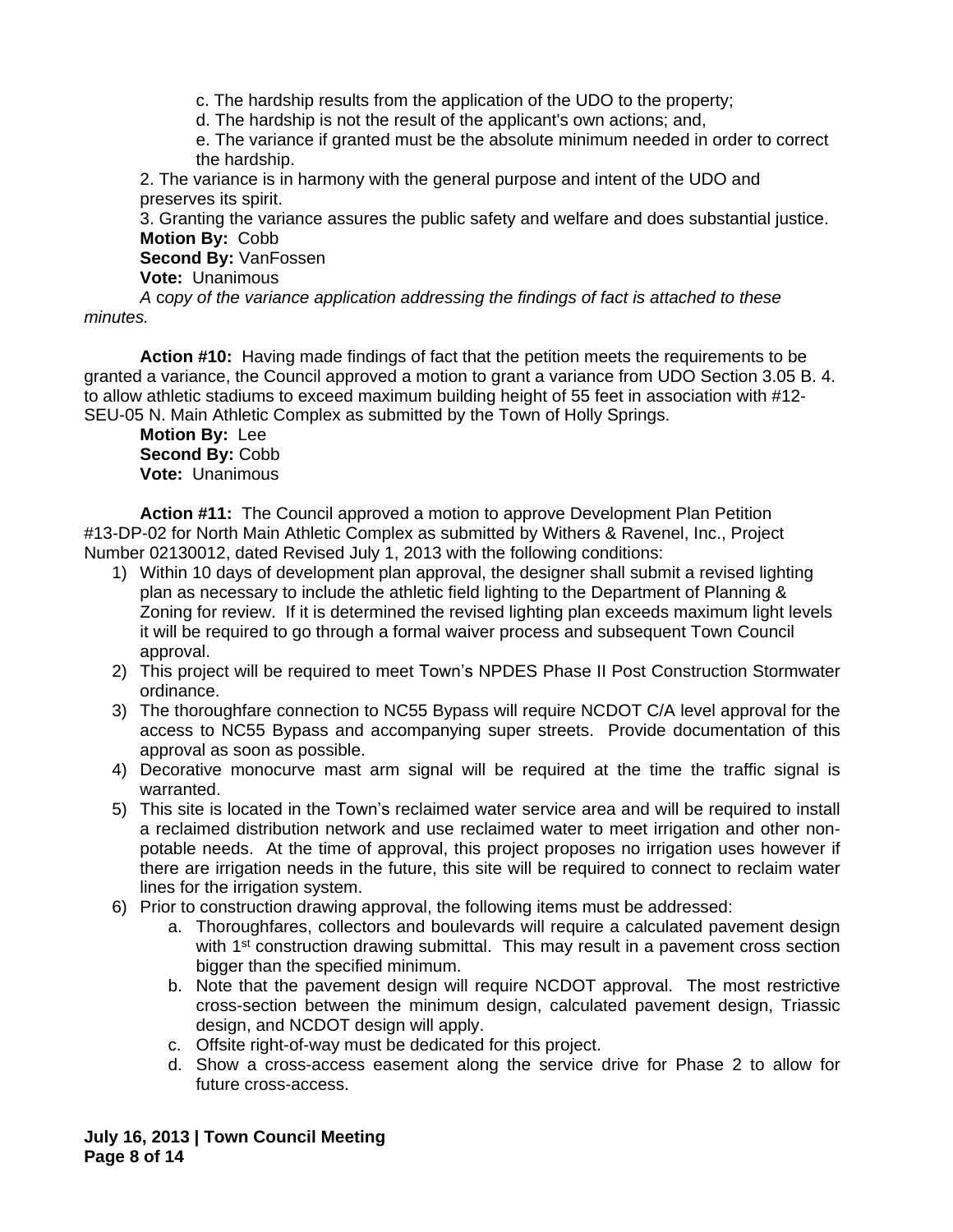c. The hardship results from the application of the UDO to the property;

d. The hardship is not the result of the applicant's own actions; and,

e. The variance if granted must be the absolute minimum needed in order to correct the hardship.

2. The variance is in harmony with the general purpose and intent of the UDO and preserves its spirit.

3. Granting the variance assures the public safety and welfare and does substantial justice.

**Motion By:** Cobb
**Second By:** VanFossen
**Vote:** Unanimous

*A copy of the variance application addressing the findings of fact is attached to these minutes.*

**Action #10:** Having made findings of fact that the petition meets the requirements to be granted a variance, the Council approved a motion to grant a variance from UDO Section 3.05 B. 4. to allow athletic stadiums to exceed maximum building height of 55 feet in association with #12-SEU-05 N. Main Athletic Complex as submitted by the Town of Holly Springs.

**Motion By:** Lee
**Second By:** Cobb
**Vote:** Unanimous

**Action #11:** The Council approved a motion to approve Development Plan Petition #13-DP-02 for North Main Athletic Complex as submitted by Withers & Ravenel, Inc., Project Number 02130012, dated Revised July 1, 2013 with the following conditions:

1) Within 10 days of development plan approval, the designer shall submit a revised lighting plan as necessary to include the athletic field lighting to the Department of Planning & Zoning for review. If it is determined the revised lighting plan exceeds maximum light levels it will be required to go through a formal waiver process and subsequent Town Council approval.
2) This project will be required to meet Town's NPDES Phase II Post Construction Stormwater ordinance.
3) The thoroughfare connection to NC55 Bypass will require NCDOT C/A level approval for the access to NC55 Bypass and accompanying super streets. Provide documentation of this approval as soon as possible.
4) Decorative monocurve mast arm signal will be required at the time the traffic signal is warranted.
5) This site is located in the Town's reclaimed water service area and will be required to install a reclaimed distribution network and use reclaimed water to meet irrigation and other non-potable needs. At the time of approval, this project proposes no irrigation uses however if there are irrigation needs in the future, this site will be required to connect to reclaim water lines for the irrigation system.
6) Prior to construction drawing approval, the following items must be addressed:
   a. Thoroughfares, collectors and boulevards will require a calculated pavement design with 1st construction drawing submittal. This may result in a pavement cross section bigger than the specified minimum.
   b. Note that the pavement design will require NCDOT approval. The most restrictive cross-section between the minimum design, calculated pavement design, Triassic design, and NCDOT design will apply.
   c. Offsite right-of-way must be dedicated for this project.
   d. Show a cross-access easement along the service drive for Phase 2 to allow for future cross-access.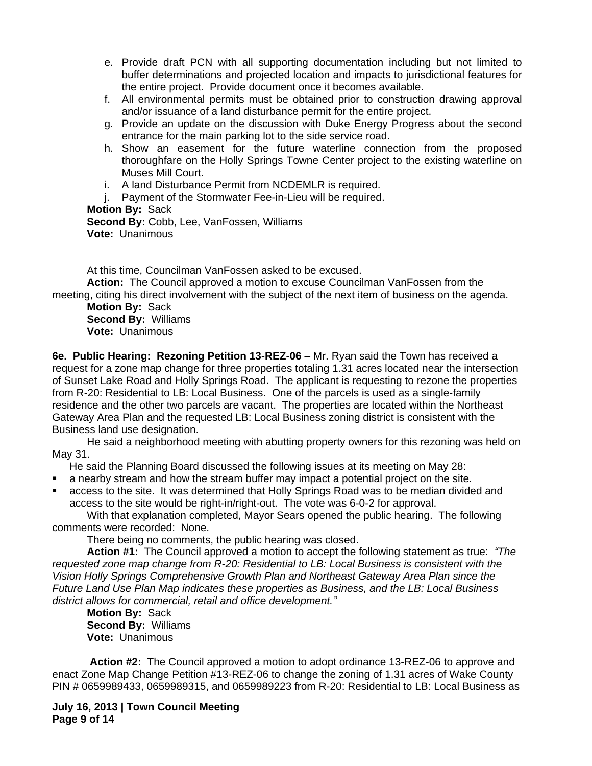e. Provide draft PCN with all supporting documentation including but not limited to buffer determinations and projected location and impacts to jurisdictional features for the entire project. Provide document once it becomes available.
f. All environmental permits must be obtained prior to construction drawing approval and/or issuance of a land disturbance permit for the entire project.
g. Provide an update on the discussion with Duke Energy Progress about the second entrance for the main parking lot to the side service road.
h. Show an easement for the future waterline connection from the proposed thoroughfare on the Holly Springs Towne Center project to the existing waterline on Muses Mill Court.
i. A land Disturbance Permit from NCDEMLR is required.
j. Payment of the Stormwater Fee-in-Lieu will be required.

**Motion By:** Sack
**Second By:** Cobb, Lee, VanFossen, Williams
**Vote:** Unanimous

At this time, Councilman VanFossen asked to be excused.

**Action:** The Council approved a motion to excuse Councilman VanFossen from the meeting, citing his direct involvement with the subject of the next item of business on the agenda.

**Motion By:** Sack
**Second By:** Williams
**Vote:** Unanimous

**6e. Public Hearing: Rezoning Petition 13-REZ-06 –** Mr. Ryan said the Town has received a request for a zone map change for three properties totaling 1.31 acres located near the intersection of Sunset Lake Road and Holly Springs Road. The applicant is requesting to rezone the properties from R-20: Residential to LB: Local Business. One of the parcels is used as a single-family residence and the other two parcels are vacant. The properties are located within the Northeast Gateway Area Plan and the requested LB: Local Business zoning district is consistent with the Business land use designation.

He said a neighborhood meeting with abutting property owners for this rezoning was held on May 31.

He said the Planning Board discussed the following issues at its meeting on May 28:

- a nearby stream and how the stream buffer may impact a potential project on the site.
- access to the site. It was determined that Holly Springs Road was to be median divided and access to the site would be right-in/right-out. The vote was 6-0-2 for approval.

With that explanation completed, Mayor Sears opened the public hearing. The following comments were recorded: None.

There being no comments, the public hearing was closed.

**Action #1:** The Council approved a motion to accept the following statement as true: *"The requested zone map change from R-20: Residential to LB: Local Business is consistent with the Vision Holly Springs Comprehensive Growth Plan and Northeast Gateway Area Plan since the Future Land Use Plan Map indicates these properties as Business, and the LB: Local Business district allows for commercial, retail and office development."*

**Motion By:** Sack
**Second By:** Williams
**Vote:** Unanimous

**Action #2:** The Council approved a motion to adopt ordinance 13-REZ-06 to approve and enact Zone Map Change Petition #13-REZ-06 to change the zoning of 1.31 acres of Wake County PIN # 0659989433, 0659989315, and 0659989223 from R-20: Residential to LB: Local Business as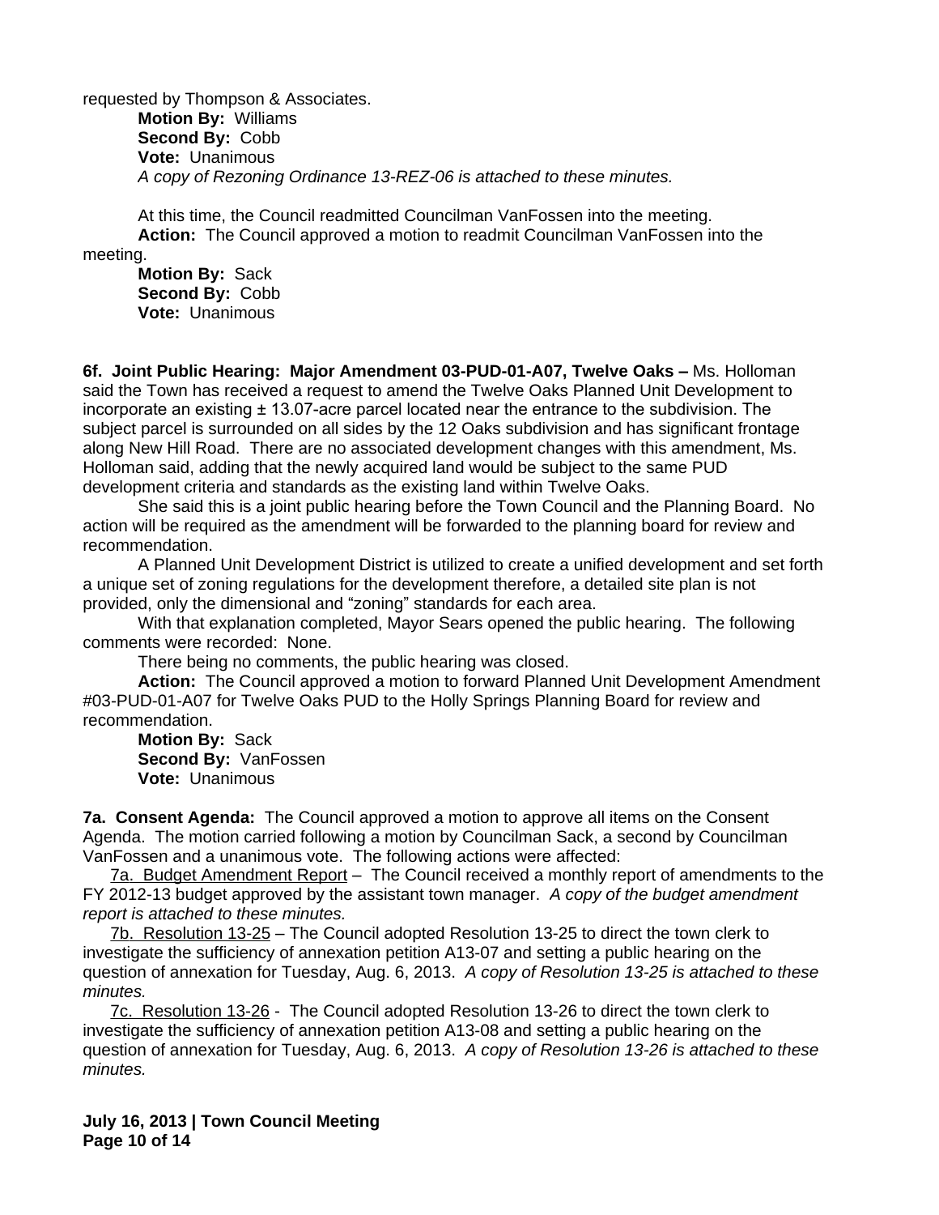requested by Thompson & Associates.

**Motion By:** Williams
**Second By:** Cobb
**Vote:** Unanimous
*A copy of Rezoning Ordinance 13-REZ-06 is attached to these minutes.*

At this time, the Council readmitted Councilman VanFossen into the meeting.

**Action:** The Council approved a motion to readmit Councilman VanFossen into the meeting.

**Motion By:** Sack
**Second By:** Cobb
**Vote:** Unanimous

**6f. Joint Public Hearing: Major Amendment 03-PUD-01-A07, Twelve Oaks –** Ms. Holloman said the Town has received a request to amend the Twelve Oaks Planned Unit Development to incorporate an existing ± 13.07-acre parcel located near the entrance to the subdivision. The subject parcel is surrounded on all sides by the 12 Oaks subdivision and has significant frontage along New Hill Road. There are no associated development changes with this amendment, Ms. Holloman said, adding that the newly acquired land would be subject to the same PUD development criteria and standards as the existing land within Twelve Oaks.

She said this is a joint public hearing before the Town Council and the Planning Board. No action will be required as the amendment will be forwarded to the planning board for review and recommendation.

A Planned Unit Development District is utilized to create a unified development and set forth a unique set of zoning regulations for the development therefore, a detailed site plan is not provided, only the dimensional and "zoning" standards for each area.

With that explanation completed, Mayor Sears opened the public hearing. The following comments were recorded: None.

There being no comments, the public hearing was closed.

**Action:** The Council approved a motion to forward Planned Unit Development Amendment #03-PUD-01-A07 for Twelve Oaks PUD to the Holly Springs Planning Board for review and recommendation.

**Motion By:** Sack
**Second By:** VanFossen
**Vote:** Unanimous

**7a. Consent Agenda:** The Council approved a motion to approve all items on the Consent Agenda. The motion carried following a motion by Councilman Sack, a second by Councilman VanFossen and a unanimous vote. The following actions were affected:

7a. Budget Amendment Report – The Council received a monthly report of amendments to the FY 2012-13 budget approved by the assistant town manager. *A copy of the budget amendment report is attached to these minutes.*

7b. Resolution 13-25 – The Council adopted Resolution 13-25 to direct the town clerk to investigate the sufficiency of annexation petition A13-07 and setting a public hearing on the question of annexation for Tuesday, Aug. 6, 2013. *A copy of Resolution 13-25 is attached to these minutes.*

7c. Resolution 13-26 - The Council adopted Resolution 13-26 to direct the town clerk to investigate the sufficiency of annexation petition A13-08 and setting a public hearing on the question of annexation for Tuesday, Aug. 6, 2013. *A copy of Resolution 13-26 is attached to these minutes.*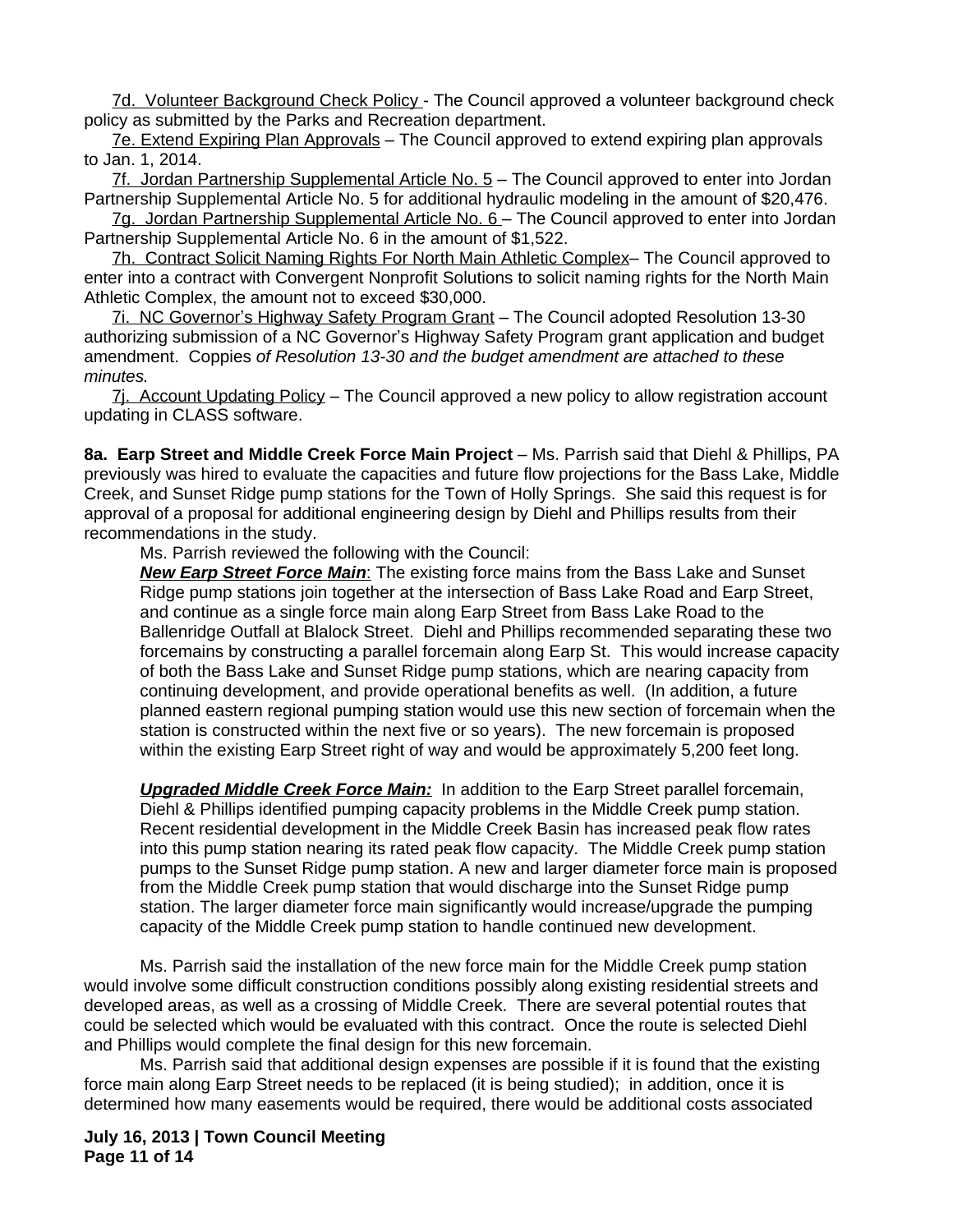7d. Volunteer Background Check Policy - The Council approved a volunteer background check policy as submitted by the Parks and Recreation department.

7e. Extend Expiring Plan Approvals – The Council approved to extend expiring plan approvals to Jan. 1, 2014.

7f. Jordan Partnership Supplemental Article No. 5 – The Council approved to enter into Jordan Partnership Supplemental Article No. 5 for additional hydraulic modeling in the amount of $20,476.

7g. Jordan Partnership Supplemental Article No. 6 – The Council approved to enter into Jordan Partnership Supplemental Article No. 6 in the amount of $1,522.

7h. Contract Solicit Naming Rights For North Main Athletic Complex– The Council approved to enter into a contract with Convergent Nonprofit Solutions to solicit naming rights for the North Main Athletic Complex, the amount not to exceed $30,000.

7i. NC Governor's Highway Safety Program Grant – The Council adopted Resolution 13-30 authorizing submission of a NC Governor's Highway Safety Program grant application and budget amendment. Coppies *of Resolution 13-30 and the budget amendment are attached to these minutes.*

7j. Account Updating Policy – The Council approved a new policy to allow registration account updating in CLASS software.

**8a. Earp Street and Middle Creek Force Main Project** – Ms. Parrish said that Diehl & Phillips, PA previously was hired to evaluate the capacities and future flow projections for the Bass Lake, Middle Creek, and Sunset Ridge pump stations for the Town of Holly Springs. She said this request is for approval of a proposal for additional engineering design by Diehl and Phillips results from their recommendations in the study.

Ms. Parrish reviewed the following with the Council:

***New Earp Street Force Main***: The existing force mains from the Bass Lake and Sunset Ridge pump stations join together at the intersection of Bass Lake Road and Earp Street, and continue as a single force main along Earp Street from Bass Lake Road to the Ballenridge Outfall at Blalock Street. Diehl and Phillips recommended separating these two forcemains by constructing a parallel forcemain along Earp St. This would increase capacity of both the Bass Lake and Sunset Ridge pump stations, which are nearing capacity from continuing development, and provide operational benefits as well. (In addition, a future planned eastern regional pumping station would use this new section of forcemain when the station is constructed within the next five or so years). The new forcemain is proposed within the existing Earp Street right of way and would be approximately 5,200 feet long.

***Upgraded Middle Creek Force Main:*** In addition to the Earp Street parallel forcemain, Diehl & Phillips identified pumping capacity problems in the Middle Creek pump station. Recent residential development in the Middle Creek Basin has increased peak flow rates into this pump station nearing its rated peak flow capacity. The Middle Creek pump station pumps to the Sunset Ridge pump station. A new and larger diameter force main is proposed from the Middle Creek pump station that would discharge into the Sunset Ridge pump station. The larger diameter force main significantly would increase/upgrade the pumping capacity of the Middle Creek pump station to handle continued new development.

Ms. Parrish said the installation of the new force main for the Middle Creek pump station would involve some difficult construction conditions possibly along existing residential streets and developed areas, as well as a crossing of Middle Creek. There are several potential routes that could be selected which would be evaluated with this contract. Once the route is selected Diehl and Phillips would complete the final design for this new forcemain.

Ms. Parrish said that additional design expenses are possible if it is found that the existing force main along Earp Street needs to be replaced (it is being studied); in addition, once it is determined how many easements would be required, there would be additional costs associated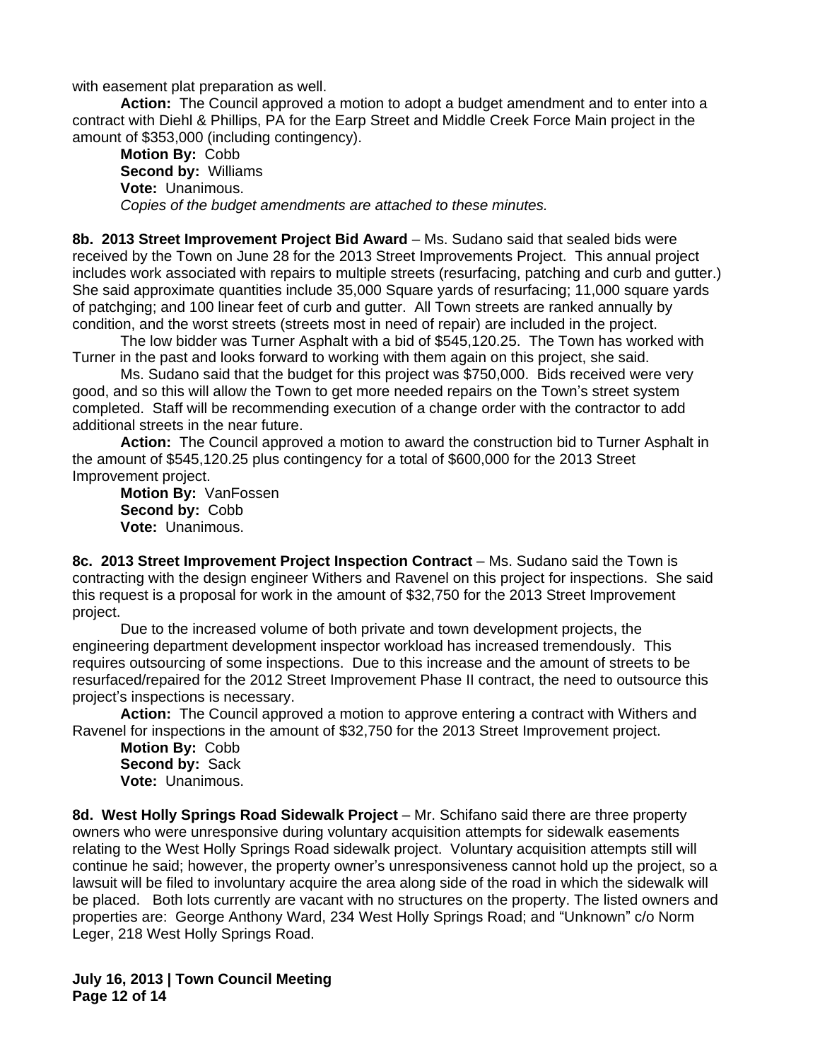with easement plat preparation as well.

**Action:** The Council approved a motion to adopt a budget amendment and to enter into a contract with Diehl & Phillips, PA for the Earp Street and Middle Creek Force Main project in the amount of $353,000 (including contingency).

**Motion By:** Cobb
**Second by:** Williams
**Vote:** Unanimous.
*Copies of the budget amendments are attached to these minutes.*

**8b. 2013 Street Improvement Project Bid Award** – Ms. Sudano said that sealed bids were received by the Town on June 28 for the 2013 Street Improvements Project. This annual project includes work associated with repairs to multiple streets (resurfacing, patching and curb and gutter.) She said approximate quantities include 35,000 Square yards of resurfacing; 11,000 square yards of patchging; and 100 linear feet of curb and gutter. All Town streets are ranked annually by condition, and the worst streets (streets most in need of repair) are included in the project.

The low bidder was Turner Asphalt with a bid of $545,120.25. The Town has worked with Turner in the past and looks forward to working with them again on this project, she said.

Ms. Sudano said that the budget for this project was $750,000. Bids received were very good, and so this will allow the Town to get more needed repairs on the Town's street system completed. Staff will be recommending execution of a change order with the contractor to add additional streets in the near future.

**Action:** The Council approved a motion to award the construction bid to Turner Asphalt in the amount of $545,120.25 plus contingency for a total of $600,000 for the 2013 Street Improvement project.

**Motion By:** VanFossen
**Second by:** Cobb
**Vote:** Unanimous.

**8c. 2013 Street Improvement Project Inspection Contract** – Ms. Sudano said the Town is contracting with the design engineer Withers and Ravenel on this project for inspections. She said this request is a proposal for work in the amount of $32,750 for the 2013 Street Improvement project.

Due to the increased volume of both private and town development projects, the engineering department development inspector workload has increased tremendously. This requires outsourcing of some inspections. Due to this increase and the amount of streets to be resurfaced/repaired for the 2012 Street Improvement Phase II contract, the need to outsource this project's inspections is necessary.

**Action:** The Council approved a motion to approve entering a contract with Withers and Ravenel for inspections in the amount of $32,750 for the 2013 Street Improvement project.

**Motion By:** Cobb
**Second by:** Sack
**Vote:** Unanimous.

**8d. West Holly Springs Road Sidewalk Project** – Mr. Schifano said there are three property owners who were unresponsive during voluntary acquisition attempts for sidewalk easements relating to the West Holly Springs Road sidewalk project. Voluntary acquisition attempts still will continue he said; however, the property owner's unresponsiveness cannot hold up the project, so a lawsuit will be filed to involuntary acquire the area along side of the road in which the sidewalk will be placed. Both lots currently are vacant with no structures on the property. The listed owners and properties are: George Anthony Ward, 234 West Holly Springs Road; and "Unknown" c/o Norm Leger, 218 West Holly Springs Road.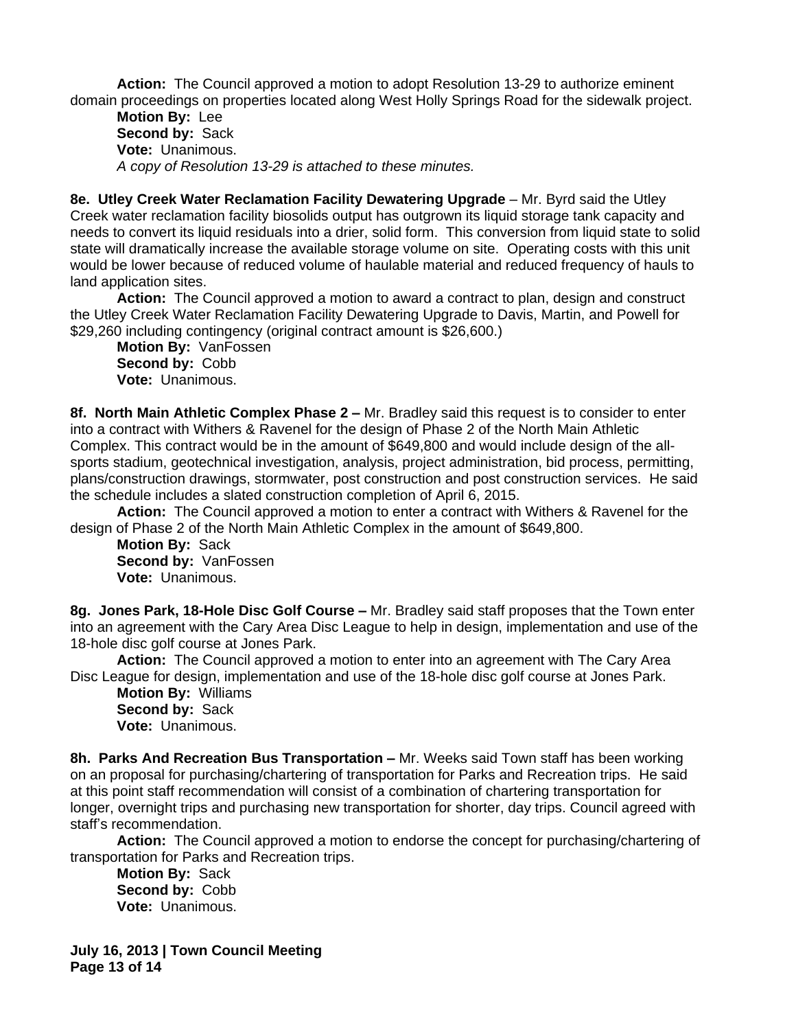**Action:** The Council approved a motion to adopt Resolution 13-29 to authorize eminent domain proceedings on properties located along West Holly Springs Road for the sidewalk project.

**Motion By:** Lee
**Second by:** Sack
**Vote:** Unanimous.
*A copy of Resolution 13-29 is attached to these minutes.*

**8e. Utley Creek Water Reclamation Facility Dewatering Upgrade** – Mr. Byrd said the Utley Creek water reclamation facility biosolids output has outgrown its liquid storage tank capacity and needs to convert its liquid residuals into a drier, solid form. This conversion from liquid state to solid state will dramatically increase the available storage volume on site. Operating costs with this unit would be lower because of reduced volume of haulable material and reduced frequency of hauls to land application sites.

**Action:** The Council approved a motion to award a contract to plan, design and construct the Utley Creek Water Reclamation Facility Dewatering Upgrade to Davis, Martin, and Powell for $29,260 including contingency (original contract amount is $26,600.)

**Motion By:** VanFossen
**Second by:** Cobb
**Vote:** Unanimous.

**8f. North Main Athletic Complex Phase 2 –** Mr. Bradley said this request is to consider to enter into a contract with Withers & Ravenel for the design of Phase 2 of the North Main Athletic Complex. This contract would be in the amount of $649,800 and would include design of the all-sports stadium, geotechnical investigation, analysis, project administration, bid process, permitting, plans/construction drawings, stormwater, post construction and post construction services. He said the schedule includes a slated construction completion of April 6, 2015.

**Action:** The Council approved a motion to enter a contract with Withers & Ravenel for the design of Phase 2 of the North Main Athletic Complex in the amount of $649,800.

**Motion By:** Sack
**Second by:** VanFossen
**Vote:** Unanimous.

**8g. Jones Park, 18-Hole Disc Golf Course –** Mr. Bradley said staff proposes that the Town enter into an agreement with the Cary Area Disc League to help in design, implementation and use of the 18-hole disc golf course at Jones Park.

**Action:** The Council approved a motion to enter into an agreement with The Cary Area Disc League for design, implementation and use of the 18-hole disc golf course at Jones Park.

**Motion By:** Williams
**Second by:** Sack
**Vote:** Unanimous.

**8h. Parks And Recreation Bus Transportation –** Mr. Weeks said Town staff has been working on an proposal for purchasing/chartering of transportation for Parks and Recreation trips. He said at this point staff recommendation will consist of a combination of chartering transportation for longer, overnight trips and purchasing new transportation for shorter, day trips. Council agreed with staff's recommendation.

**Action:** The Council approved a motion to endorse the concept for purchasing/chartering of transportation for Parks and Recreation trips.

**Motion By:** Sack
**Second by:** Cobb
**Vote:** Unanimous.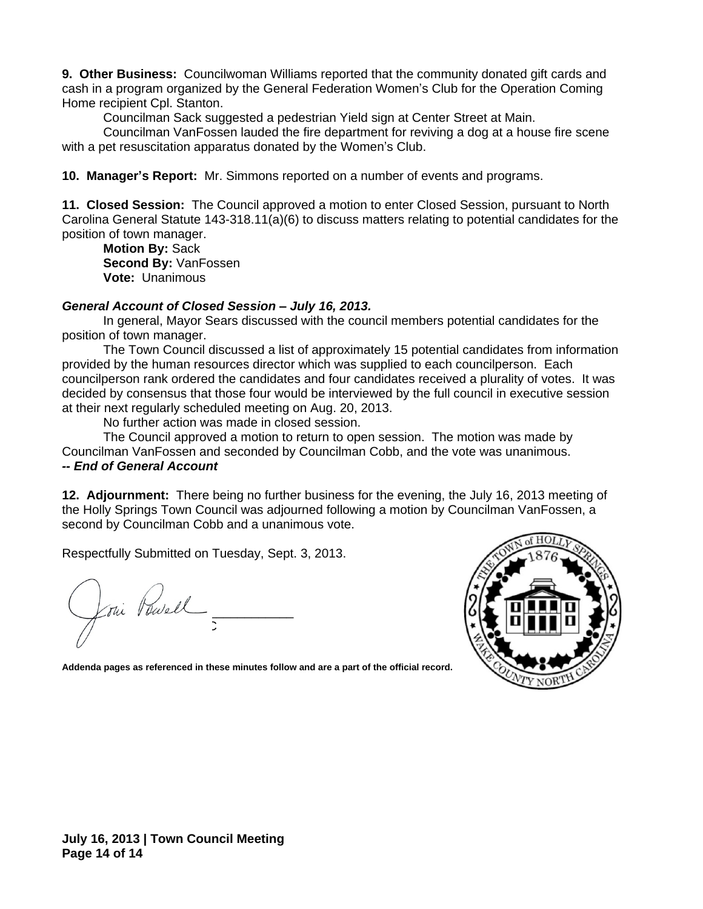**9. Other Business:** Councilwoman Williams reported that the community donated gift cards and cash in a program organized by the General Federation Women's Club for the Operation Coming Home recipient Cpl. Stanton.

Councilman Sack suggested a pedestrian Yield sign at Center Street at Main.

Councilman VanFossen lauded the fire department for reviving a dog at a house fire scene with a pet resuscitation apparatus donated by the Women's Club.

**10. Manager's Report:** Mr. Simmons reported on a number of events and programs.

**11. Closed Session:** The Council approved a motion to enter Closed Session, pursuant to North Carolina General Statute 143-318.11(a)(6) to discuss matters relating to potential candidates for the position of town manager.

**Motion By:** Sack
**Second By:** VanFossen
**Vote:** Unanimous

***General Account of Closed Session – July 16, 2013.***

In general, Mayor Sears discussed with the council members potential candidates for the position of town manager.

The Town Council discussed a list of approximately 15 potential candidates from information provided by the human resources director which was supplied to each councilperson. Each councilperson rank ordered the candidates and four candidates received a plurality of votes. It was decided by consensus that those four would be interviewed by the full council in executive session at their next regularly scheduled meeting on Aug. 20, 2013.

No further action was made in closed session.

The Council approved a motion to return to open session. The motion was made by Councilman VanFossen and seconded by Councilman Cobb, and the vote was unanimous.

***-- End of General Account***

**12. Adjournment:** There being no further business for the evening, the July 16, 2013 meeting of the Holly Springs Town Council was adjourned following a motion by Councilman VanFossen, a second by Councilman Cobb and a unanimous vote.

Respectfully Submitted on Tuesday, Sept. 3, 2013.

Joni Powell

**Addenda pages as referenced in these minutes follow and are a part of the official record.**